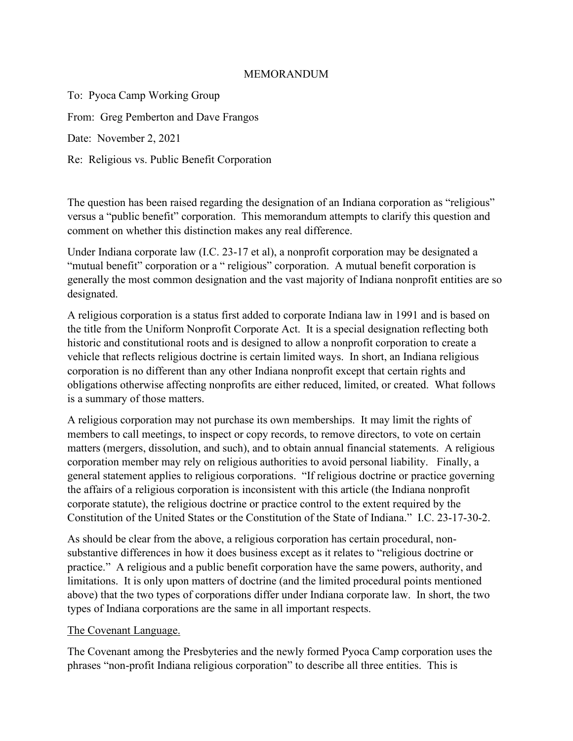MEMORANDUM

To: Pyoca Camp Working Group

From: Greg Pemberton and Dave Frangos

Date: November 2, 2021

Re: Religious vs. Public Benefit Corporation

The question has been raised regarding the designation of an Indiana corporation as "religious" versus a "public benefit" corporation. This memorandum attempts to clarify this question and comment on whether this distinction makes any real difference.

Under Indiana corporate law (I.C. 23-17 et al), a nonprofit corporation may be designated a "mutual benefit" corporation or a " religious" corporation. A mutual benefit corporation is generally the most common designation and the vast majority of Indiana nonprofit entities are so designated.

A religious corporation is a status first added to corporate Indiana law in 1991 and is based on the title from the Uniform Nonprofit Corporate Act. It is a special designation reflecting both historic and constitutional roots and is designed to allow a nonprofit corporation to create a vehicle that reflects religious doctrine is certain limited ways. In short, an Indiana religious corporation is no different than any other Indiana nonprofit except that certain rights and obligations otherwise affecting nonprofits are either reduced, limited, or created. What follows is a summary of those matters.

A religious corporation may not purchase its own memberships. It may limit the rights of members to call meetings, to inspect or copy records, to remove directors, to vote on certain matters (mergers, dissolution, and such), and to obtain annual financial statements. A religious corporation member may rely on religious authorities to avoid personal liability. Finally, a general statement applies to religious corporations. "If religious doctrine or practice governing the affairs of a religious corporation is inconsistent with this article (the Indiana nonprofit corporate statute), the religious doctrine or practice control to the extent required by the Constitution of the United States or the Constitution of the State of Indiana." I.C. 23-17-30-2.

As should be clear from the above, a religious corporation has certain procedural, non-substantive differences in how it does business except as it relates to "religious doctrine or practice." A religious and a public benefit corporation have the same powers, authority, and limitations. It is only upon matters of doctrine (and the limited procedural points mentioned above) that the two types of corporations differ under Indiana corporate law. In short, the two types of Indiana corporations are the same in all important respects.

<u>The Covenant Language.</u>

The Covenant among the Presbyteries and the newly formed Pyoca Camp corporation uses the phrases "non-profit Indiana religious corporation" to describe all three entities. This is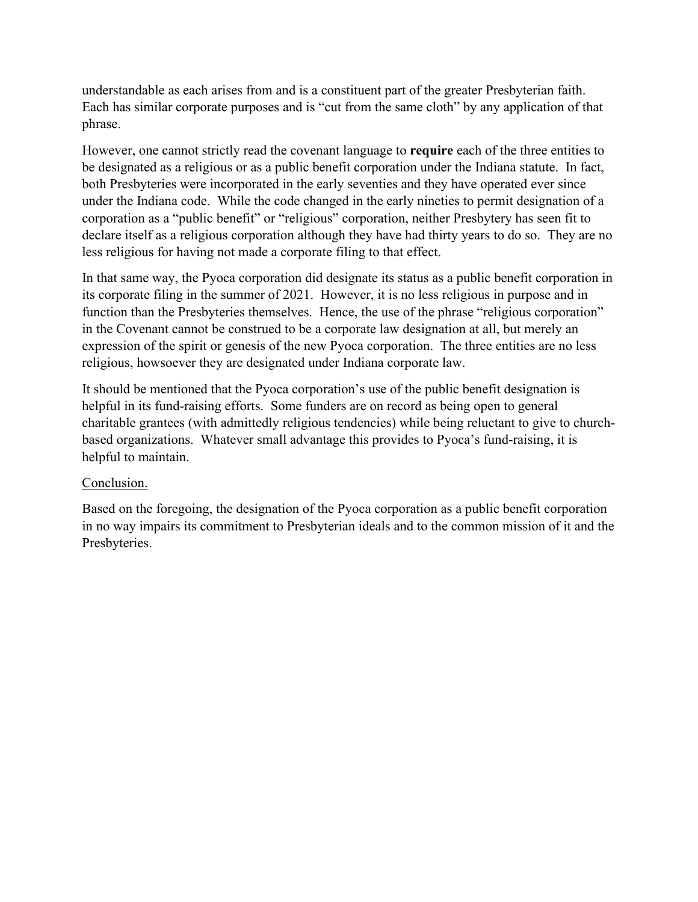understandable as each arises from and is a constituent part of the greater Presbyterian faith. Each has similar corporate purposes and is "cut from the same cloth" by any application of that phrase.

However, one cannot strictly read the covenant language to **require** each of the three entities to be designated as a religious or as a public benefit corporation under the Indiana statute. In fact, both Presbyteries were incorporated in the early seventies and they have operated ever since under the Indiana code. While the code changed in the early nineties to permit designation of a corporation as a "public benefit" or "religious" corporation, neither Presbytery has seen fit to declare itself as a religious corporation although they have had thirty years to do so. They are no less religious for having not made a corporate filing to that effect.

In that same way, the Pyoca corporation did designate its status as a public benefit corporation in its corporate filing in the summer of 2021. However, it is no less religious in purpose and in function than the Presbyteries themselves. Hence, the use of the phrase "religious corporation" in the Covenant cannot be construed to be a corporate law designation at all, but merely an expression of the spirit or genesis of the new Pyoca corporation. The three entities are no less religious, howsoever they are designated under Indiana corporate law.

It should be mentioned that the Pyoca corporation's use of the public benefit designation is helpful in its fund-raising efforts. Some funders are on record as being open to general charitable grantees (with admittedly religious tendencies) while being reluctant to give to church-based organizations. Whatever small advantage this provides to Pyoca's fund-raising, it is helpful to maintain.

<u>Conclusion.</u>

Based on the foregoing, the designation of the Pyoca corporation as a public benefit corporation in no way impairs its commitment to Presbyterian ideals and to the common mission of it and the Presbyteries.